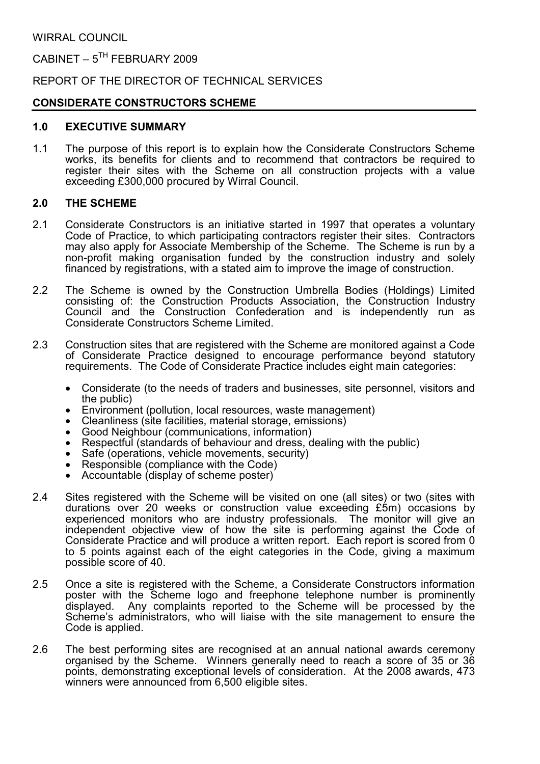WIRRAL COUNCIL

CABINET – 5TH FEBRUARY 2009

REPORT OF THE DIRECTOR OF TECHNICAL SERVICES

**CONSIDERATE CONSTRUCTORS SCHEME**

## 1.0 EXECUTIVE SUMMARY

1.1 The purpose of this report is to explain how the Considerate Constructors Scheme works, its benefits for clients and to recommend that contractors be required to register their sites with the Scheme on all construction projects with a value exceeding £300,000 procured by Wirral Council.

## 2.0 THE SCHEME

2.1 Considerate Constructors is an initiative started in 1997 that operates a voluntary Code of Practice, to which participating contractors register their sites. Contractors may also apply for Associate Membership of the Scheme. The Scheme is run by a non-profit making organisation funded by the construction industry and solely financed by registrations, with a stated aim to improve the image of construction.

2.2 The Scheme is owned by the Construction Umbrella Bodies (Holdings) Limited consisting of: the Construction Products Association, the Construction Industry Council and the Construction Confederation and is independently run as Considerate Constructors Scheme Limited.

2.3 Construction sites that are registered with the Scheme are monitored against a Code of Considerate Practice designed to encourage performance beyond statutory requirements. The Code of Considerate Practice includes eight main categories:

- Considerate (to the needs of traders and businesses, site personnel, visitors and the public)
- Environment (pollution, local resources, waste management)
- Cleanliness (site facilities, material storage, emissions)
- Good Neighbour (communications, information)
- Respectful (standards of behaviour and dress, dealing with the public)
- Safe (operations, vehicle movements, security)
- Responsible (compliance with the Code)
- Accountable (display of scheme poster)

2.4 Sites registered with the Scheme will be visited on one (all sites) or two (sites with durations over 20 weeks or construction value exceeding £5m) occasions by experienced monitors who are industry professionals. The monitor will give an independent objective view of how the site is performing against the Code of Considerate Practice and will produce a written report. Each report is scored from 0 to 5 points against each of the eight categories in the Code, giving a maximum possible score of 40.

2.5 Once a site is registered with the Scheme, a Considerate Constructors information poster with the Scheme logo and freephone telephone number is prominently displayed. Any complaints reported to the Scheme will be processed by the Scheme's administrators, who will liaise with the site management to ensure the Code is applied.

2.6 The best performing sites are recognised at an annual national awards ceremony organised by the Scheme. Winners generally need to reach a score of 35 or 36 points, demonstrating exceptional levels of consideration. At the 2008 awards, 473 winners were announced from 6,500 eligible sites.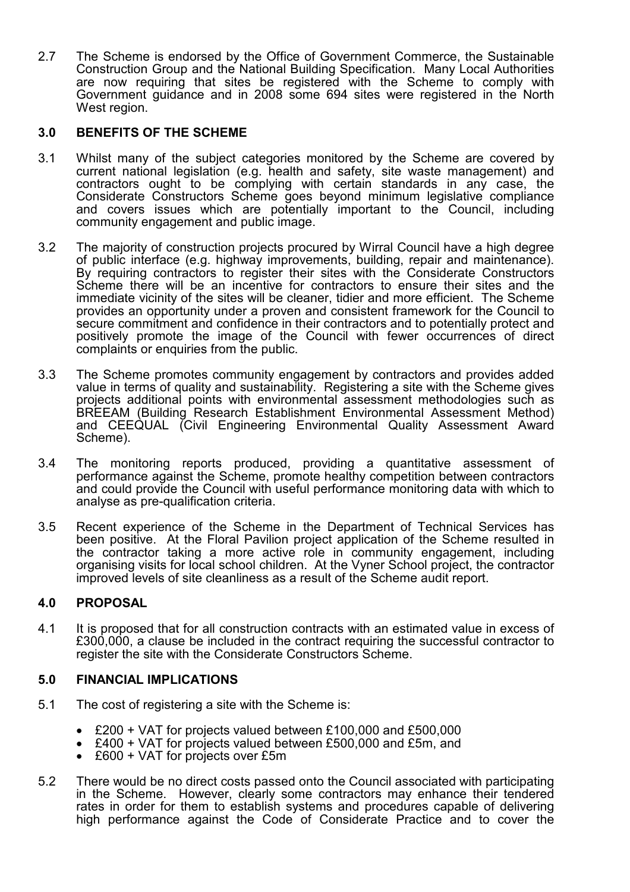2.7 The Scheme is endorsed by the Office of Government Commerce, the Sustainable Construction Group and the National Building Specification. Many Local Authorities are now requiring that sites be registered with the Scheme to comply with Government guidance and in 2008 some 694 sites were registered in the North West region.

## 3.0 BENEFITS OF THE SCHEME

3.1 Whilst many of the subject categories monitored by the Scheme are covered by current national legislation (e.g. health and safety, site waste management) and contractors ought to be complying with certain standards in any case, the Considerate Constructors Scheme goes beyond minimum legislative compliance and covers issues which are potentially important to the Council, including community engagement and public image.

3.2 The majority of construction projects procured by Wirral Council have a high degree of public interface (e.g. highway improvements, building, repair and maintenance). By requiring contractors to register their sites with the Considerate Constructors Scheme there will be an incentive for contractors to ensure their sites and the immediate vicinity of the sites will be cleaner, tidier and more efficient. The Scheme provides an opportunity under a proven and consistent framework for the Council to secure commitment and confidence in their contractors and to potentially protect and positively promote the image of the Council with fewer occurrences of direct complaints or enquiries from the public.

3.3 The Scheme promotes community engagement by contractors and provides added value in terms of quality and sustainability. Registering a site with the Scheme gives projects additional points with environmental assessment methodologies such as BREEAM (Building Research Establishment Environmental Assessment Method) and CEEQUAL (Civil Engineering Environmental Quality Assessment Award Scheme).

3.4 The monitoring reports produced, providing a quantitative assessment of performance against the Scheme, promote healthy competition between contractors and could provide the Council with useful performance monitoring data with which to analyse as pre-qualification criteria.

3.5 Recent experience of the Scheme in the Department of Technical Services has been positive. At the Floral Pavilion project application of the Scheme resulted in the contractor taking a more active role in community engagement, including organising visits for local school children. At the Vyner School project, the contractor improved levels of site cleanliness as a result of the Scheme audit report.

## 4.0 PROPOSAL

4.1 It is proposed that for all construction contracts with an estimated value in excess of £300,000, a clause be included in the contract requiring the successful contractor to register the site with the Considerate Constructors Scheme.

## 5.0 FINANCIAL IMPLICATIONS

5.1 The cost of registering a site with the Scheme is:

- £200 + VAT for projects valued between £100,000 and £500,000
- £400 + VAT for projects valued between £500,000 and £5m, and
- £600 + VAT for projects over £5m

5.2 There would be no direct costs passed onto the Council associated with participating in the Scheme. However, clearly some contractors may enhance their tendered rates in order for them to establish systems and procedures capable of delivering high performance against the Code of Considerate Practice and to cover the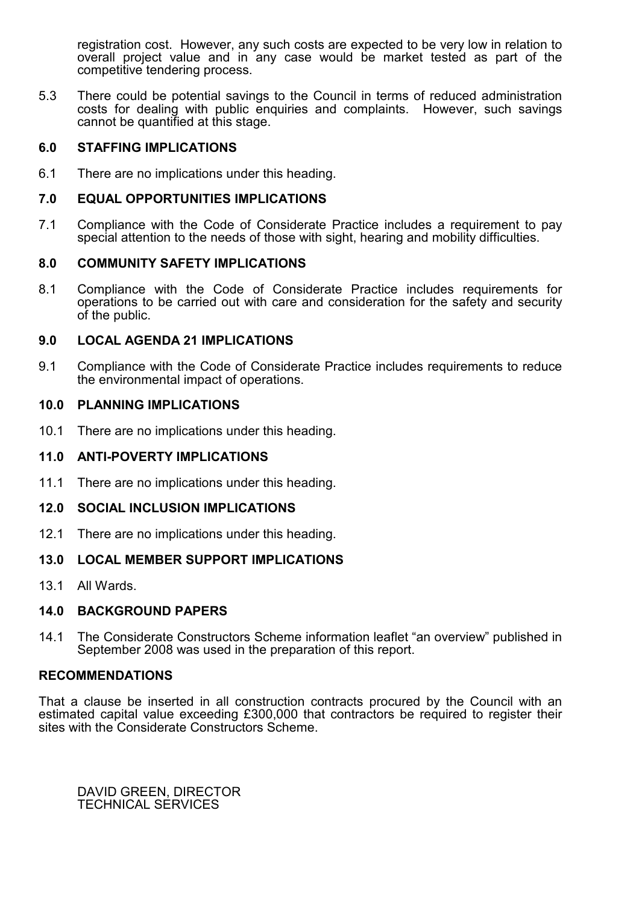registration cost. However, any such costs are expected to be very low in relation to overall project value and in any case would be market tested as part of the competitive tendering process.

5.3 There could be potential savings to the Council in terms of reduced administration costs for dealing with public enquiries and complaints. However, such savings cannot be quantified at this stage.

## 6.0 STAFFING IMPLICATIONS

6.1 There are no implications under this heading.

## 7.0 EQUAL OPPORTUNITIES IMPLICATIONS

7.1 Compliance with the Code of Considerate Practice includes a requirement to pay special attention to the needs of those with sight, hearing and mobility difficulties.

## 8.0 COMMUNITY SAFETY IMPLICATIONS

8.1 Compliance with the Code of Considerate Practice includes requirements for operations to be carried out with care and consideration for the safety and security of the public.

## 9.0 LOCAL AGENDA 21 IMPLICATIONS

9.1 Compliance with the Code of Considerate Practice includes requirements to reduce the environmental impact of operations.

## 10.0 PLANNING IMPLICATIONS

10.1 There are no implications under this heading.

## 11.0 ANTI-POVERTY IMPLICATIONS

11.1 There are no implications under this heading.

## 12.0 SOCIAL INCLUSION IMPLICATIONS

12.1 There are no implications under this heading.

## 13.0 LOCAL MEMBER SUPPORT IMPLICATIONS

13.1 All Wards.

## 14.0 BACKGROUND PAPERS

14.1 The Considerate Constructors Scheme information leaflet "an overview" published in September 2008 was used in the preparation of this report.

## RECOMMENDATIONS

That a clause be inserted in all construction contracts procured by the Council with an estimated capital value exceeding £300,000 that contractors be required to register their sites with the Considerate Constructors Scheme.

DAVID GREEN, DIRECTOR
TECHNICAL SERVICES